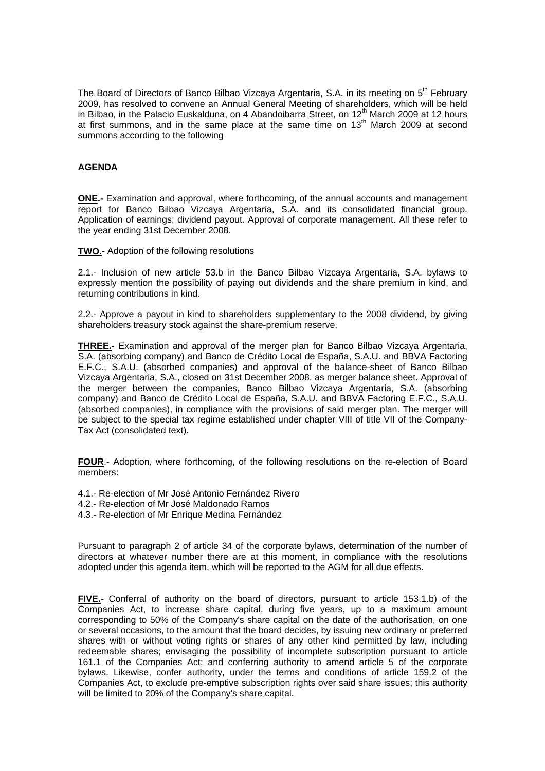The Board of Directors of Banco Bilbao Vizcaya Argentaria, S.A. in its meeting on 5th February 2009, has resolved to convene an Annual General Meeting of shareholders, which will be held in Bilbao, in the Palacio Euskalduna, on 4 Abandoibarra Street, on 12th March 2009 at 12 hours at first summons, and in the same place at the same time on 13th March 2009 at second summons according to the following

**AGENDA**

**ONE.-** Examination and approval, where forthcoming, of the annual accounts and management report for Banco Bilbao Vizcaya Argentaria, S.A. and its consolidated financial group. Application of earnings; dividend payout. Approval of corporate management. All these refer to the year ending 31st December 2008.

**TWO.-** Adoption of the following resolutions

2.1.- Inclusion of new article 53.b in the Banco Bilbao Vizcaya Argentaria, S.A. bylaws to expressly mention the possibility of paying out dividends and the share premium in kind, and returning contributions in kind.

2.2.- Approve a payout in kind to shareholders supplementary to the 2008 dividend, by giving shareholders treasury stock against the share-premium reserve.

**THREE.-** Examination and approval of the merger plan for Banco Bilbao Vizcaya Argentaria, S.A. (absorbing company) and Banco de Crédito Local de España, S.A.U. and BBVA Factoring E.F.C., S.A.U. (absorbed companies) and approval of the balance-sheet of Banco Bilbao Vizcaya Argentaria, S.A., closed on 31st December 2008, as merger balance sheet. Approval of the merger between the companies, Banco Bilbao Vizcaya Argentaria, S.A. (absorbing company) and Banco de Crédito Local de España, S.A.U. and BBVA Factoring E.F.C., S.A.U. (absorbed companies), in compliance with the provisions of said merger plan. The merger will be subject to the special tax regime established under chapter VIII of title VII of the Company-Tax Act (consolidated text).

**FOUR**.- Adoption, where forthcoming, of the following resolutions on the re-election of Board members:

4.1.- Re-election of Mr José Antonio Fernández Rivero
4.2.- Re-election of Mr José Maldonado Ramos
4.3.- Re-election of Mr Enrique Medina Fernández

Pursuant to paragraph 2 of article 34 of the corporate bylaws, determination of the number of directors at whatever number there are at this moment, in compliance with the resolutions adopted under this agenda item, which will be reported to the AGM for all due effects.

**FIVE.-** Conferral of authority on the board of directors, pursuant to article 153.1.b) of the Companies Act, to increase share capital, during five years, up to a maximum amount corresponding to 50% of the Company's share capital on the date of the authorisation, on one or several occasions, to the amount that the board decides, by issuing new ordinary or preferred shares with or without voting rights or shares of any other kind permitted by law, including redeemable shares; envisaging the possibility of incomplete subscription pursuant to article 161.1 of the Companies Act; and conferring authority to amend article 5 of the corporate bylaws. Likewise, confer authority, under the terms and conditions of article 159.2 of the Companies Act, to exclude pre-emptive subscription rights over said share issues; this authority will be limited to 20% of the Company's share capital.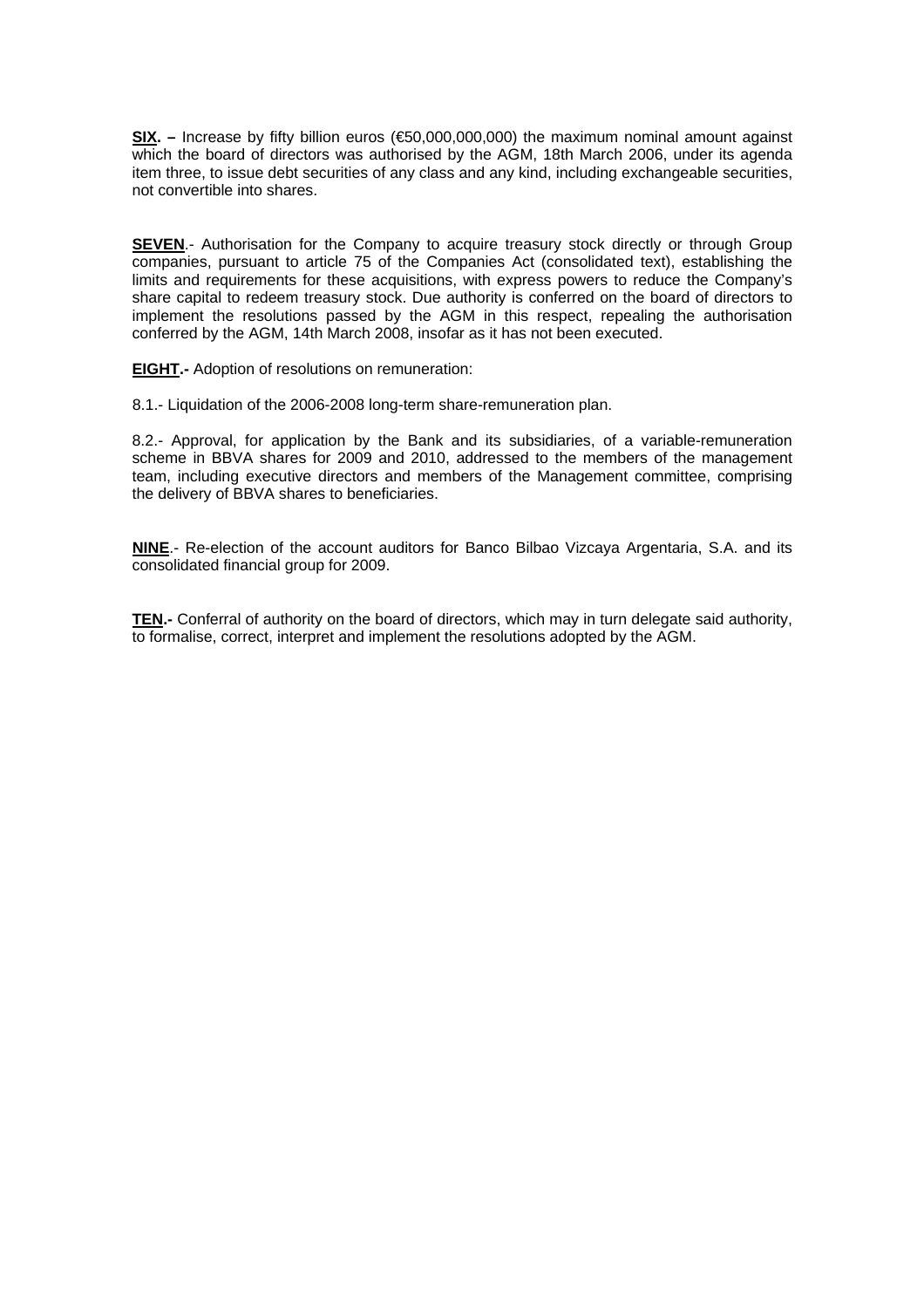**SIX. –** Increase by fifty billion euros (€50,000,000,000) the maximum nominal amount against which the board of directors was authorised by the AGM, 18th March 2006, under its agenda item three, to issue debt securities of any class and any kind, including exchangeable securities, not convertible into shares.

**SEVEN**.- Authorisation for the Company to acquire treasury stock directly or through Group companies, pursuant to article 75 of the Companies Act (consolidated text), establishing the limits and requirements for these acquisitions, with express powers to reduce the Company's share capital to redeem treasury stock. Due authority is conferred on the board of directors to implement the resolutions passed by the AGM in this respect, repealing the authorisation conferred by the AGM, 14th March 2008, insofar as it has not been executed.

**EIGHT.-** Adoption of resolutions on remuneration:

8.1.- Liquidation of the 2006-2008 long-term share-remuneration plan.

8.2.- Approval, for application by the Bank and its subsidiaries, of a variable-remuneration scheme in BBVA shares for 2009 and 2010, addressed to the members of the management team, including executive directors and members of the Management committee, comprising the delivery of BBVA shares to beneficiaries.

**NINE**.- Re-election of the account auditors for Banco Bilbao Vizcaya Argentaria, S.A. and its consolidated financial group for 2009.

**TEN.-** Conferral of authority on the board of directors, which may in turn delegate said authority, to formalise, correct, interpret and implement the resolutions adopted by the AGM.